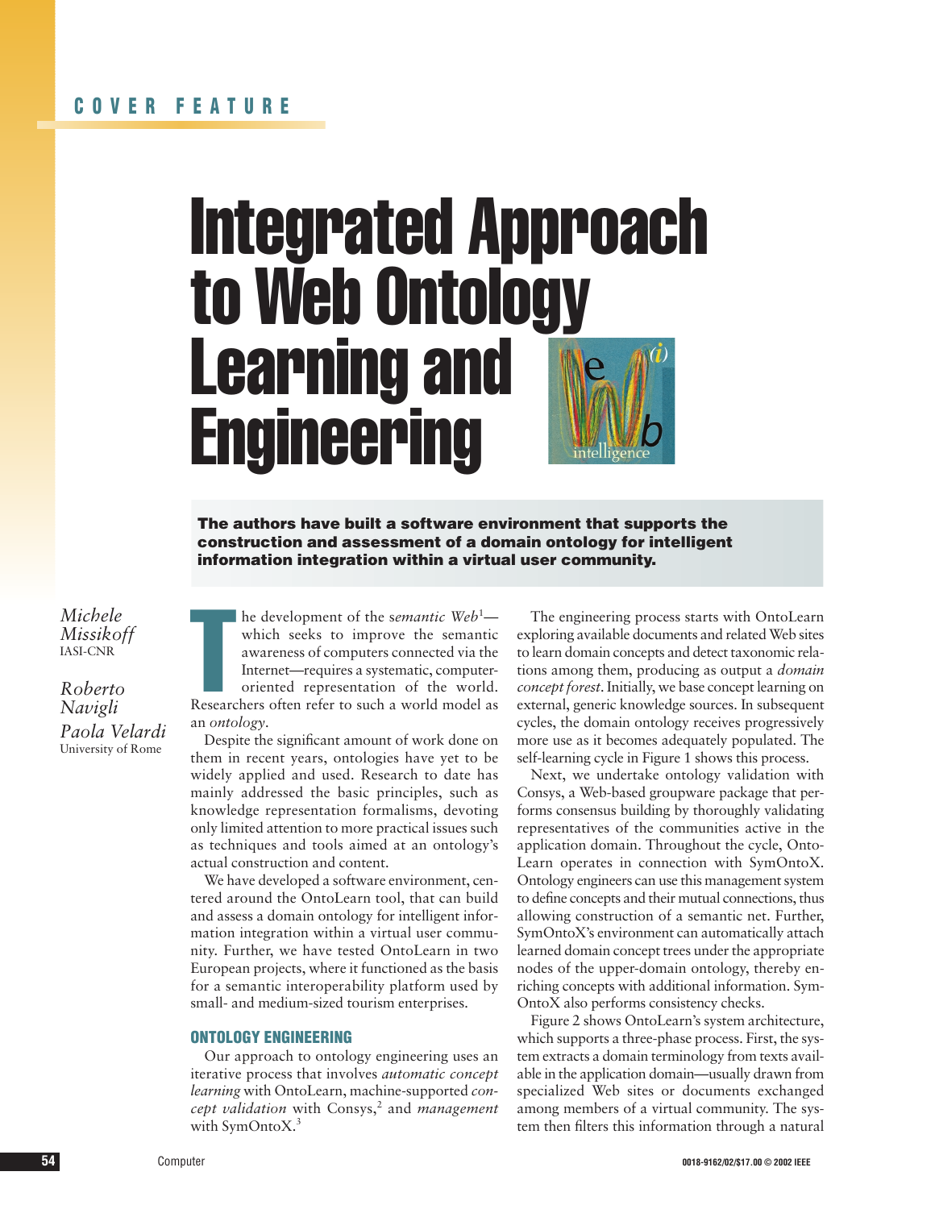COVER FEATURE

# Integrated Approach to Web Ontology Learning and Engineering

**The authors have built a software environment that supports the construction and assessment of a domain ontology for intelligent information integration within a virtual user community.**

*Michele Missikoff*
IASI-CNR

*Roberto Navigli*
*Paola Velardi*
University of Rome

The development of the *semantic Web*[1]—which seeks to improve the semantic awareness of computers connected via the Internet—requires a systematic, computer-oriented representation of the world. Researchers often refer to such a world model as an *ontology*.

Despite the significant amount of work done on them in recent years, ontologies have yet to be widely applied and used. Research to date has mainly addressed the basic principles, such as knowledge representation formalisms, devoting only limited attention to more practical issues such as techniques and tools aimed at an ontology's actual construction and content.

We have developed a software environment, centered around the OntoLearn tool, that can build and assess a domain ontology for intelligent information integration within a virtual user community. Further, we have tested OntoLearn in two European projects, where it functioned as the basis for a semantic interoperability platform used by small- and medium-sized tourism enterprises.

## ONTOLOGY ENGINEERING

Our approach to ontology engineering uses an iterative process that involves *automatic concept learning* with OntoLearn, machine-supported *concept validation* with Consys,[2] and *management* with SymOntoX.[3]

The engineering process starts with OntoLearn exploring available documents and related Web sites to learn domain concepts and detect taxonomic relations among them, producing as output a *domain concept forest*. Initially, we base concept learning on external, generic knowledge sources. In subsequent cycles, the domain ontology receives progressively more use as it becomes adequately populated. The self-learning cycle in Figure 1 shows this process.

Next, we undertake ontology validation with Consys, a Web-based groupware package that performs consensus building by thoroughly validating representatives of the communities active in the application domain. Throughout the cycle, OntoLearn operates in connection with SymOntoX. Ontology engineers can use this management system to define concepts and their mutual connections, thus allowing construction of a semantic net. Further, SymOntoX's environment can automatically attach learned domain concept trees under the appropriate nodes of the upper-domain ontology, thereby enriching concepts with additional information. SymOntoX also performs consistency checks.

Figure 2 shows OntoLearn's system architecture, which supports a three-phase process. First, the system extracts a domain terminology from texts available in the application domain—usually drawn from specialized Web sites or documents exchanged among members of a virtual community. The system then filters this information through a natural

0018-9162/02/$17.00 © 2002 IEEE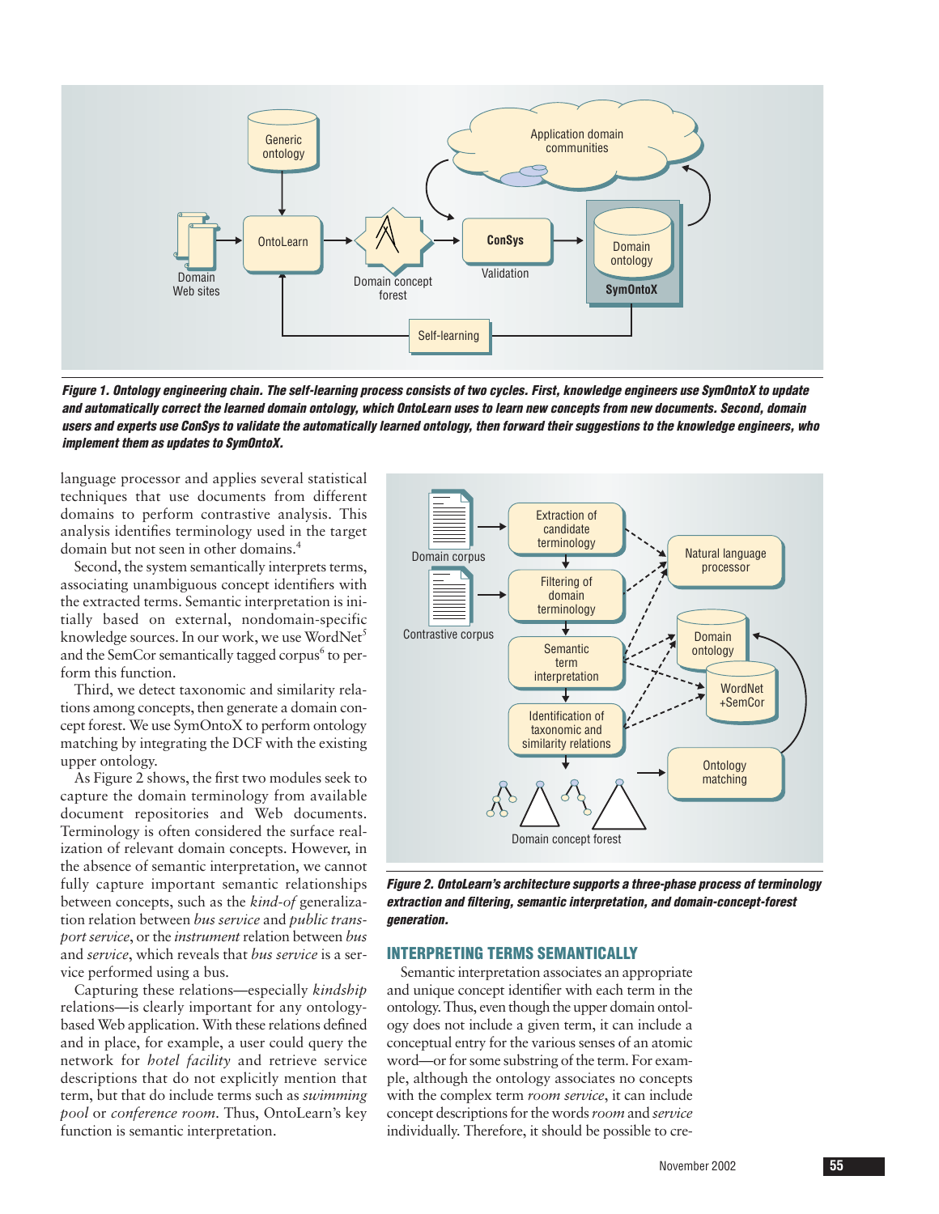Figure 1. Ontology engineering chain. The self-learning process consists of two cycles. First, knowledge engineers use SymOntoX to update and automatically correct the learned domain ontology, which OntoLearn uses to learn new concepts from new documents. Second, domain users and experts use ConSys to validate the automatically learned ontology, then forward their suggestions to the knowledge engineers, who implement them as updates to SymOntoX.

language processor and applies several statistical techniques that use documents from different domains to perform contrastive analysis. This analysis identifies terminology used in the target domain but not seen in other domains.[4]

Second, the system semantically interprets terms, associating unambiguous concept identifiers with the extracted terms. Semantic interpretation is initially based on external, nondomain-specific knowledge sources. In our work, we use WordNet[5] and the SemCor semantically tagged corpus[6] to perform this function.

Third, we detect taxonomic and similarity relations among concepts, then generate a domain concept forest. We use SymOntoX to perform ontology matching by integrating the DCF with the existing upper ontology.

As Figure 2 shows, the first two modules seek to capture the domain terminology from available document repositories and Web documents. Terminology is often considered the surface realization of relevant domain concepts. However, in the absence of semantic interpretation, we cannot fully capture important semantic relationships between concepts, such as the *kind-of* generalization relation between *bus service* and *public transport service*, or the *instrument* relation between *bus* and *service*, which reveals that *bus service* is a service performed using a bus.

Capturing these relations—especially *kindship* relations—is clearly important for any ontology-based Web application. With these relations defined and in place, for example, a user could query the network for *hotel facility* and retrieve service descriptions that do not explicitly mention that term, but that do include terms such as *swimming pool* or *conference room*. Thus, OntoLearn's key function is semantic interpretation.

Figure 2. OntoLearn's architecture supports a three-phase process of terminology extraction and filtering, semantic interpretation, and domain-concept-forest generation.

## INTERPRETING TERMS SEMANTICALLY

Semantic interpretation associates an appropriate and unique concept identifier with each term in the ontology. Thus, even though the upper domain ontology does not include a given term, it can include a conceptual entry for the various senses of an atomic word—or for some substring of the term. For example, although the ontology associates no concepts with the complex term *room service*, it can include concept descriptions for the words *room* and *service* individually. Therefore, it should be possible to cre-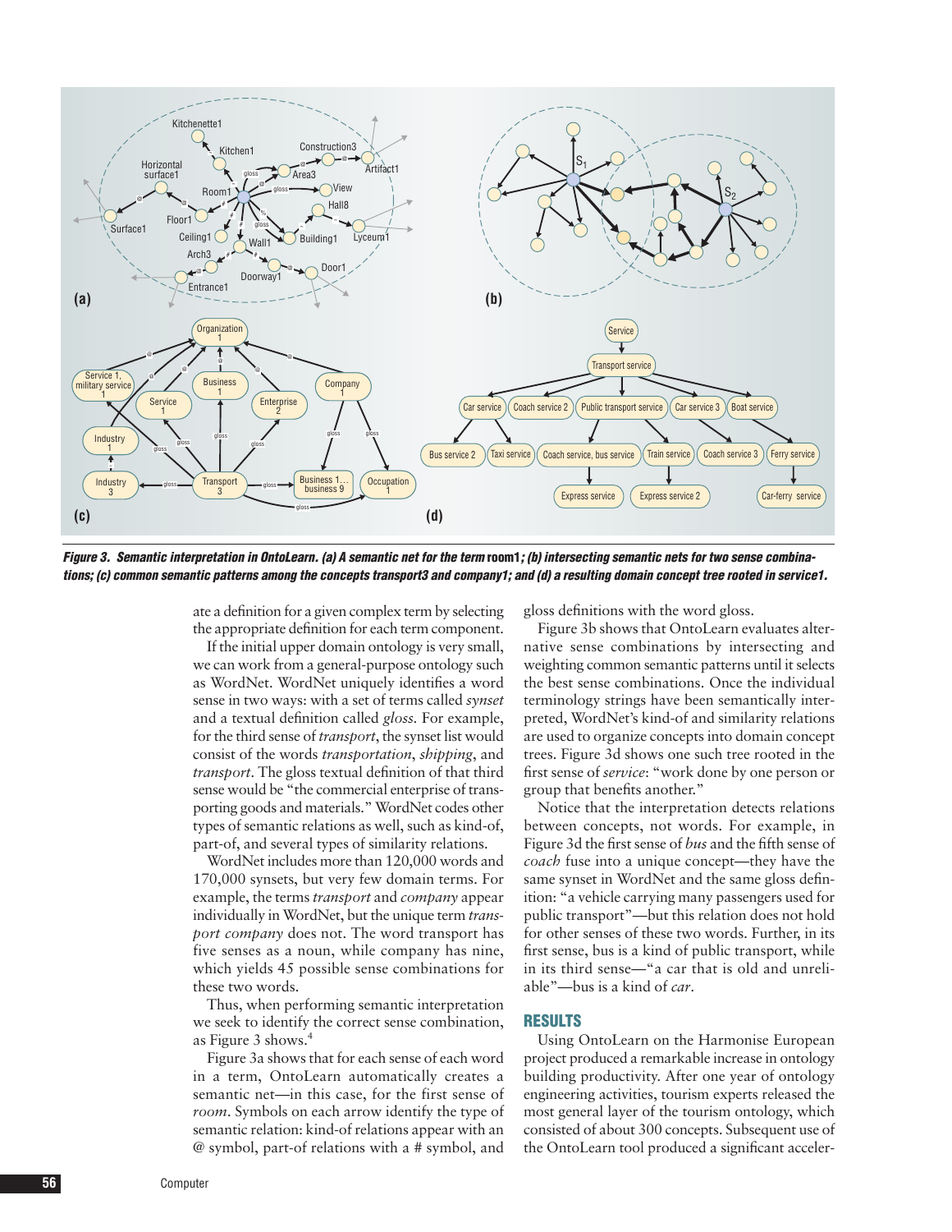Figure 3. Semantic interpretation in OntoLearn. (a) A semantic net for the term **room1**; (b) intersecting semantic nets for two sense combinations; (c) common semantic patterns among the concepts transport3 and company1; and (d) a resulting domain concept tree rooted in service1.

ate a definition for a given complex term by selecting the appropriate definition for each term component.

If the initial upper domain ontology is very small, we can work from a general-purpose ontology such as WordNet. WordNet uniquely identifies a word sense in two ways: with a set of terms called *synset* and a textual definition called *gloss*. For example, for the third sense of *transport*, the synset list would consist of the words *transportation*, *shipping*, and *transport*. The gloss textual definition of that third sense would be "the commercial enterprise of transporting goods and materials." WordNet codes other types of semantic relations as well, such as kind-of, part-of, and several types of similarity relations.

WordNet includes more than 120,000 words and 170,000 synsets, but very few domain terms. For example, the terms *transport* and *company* appear individually in WordNet, but the unique term *transport company* does not. The word transport has five senses as a noun, while company has nine, which yields 45 possible sense combinations for these two words.

Thus, when performing semantic interpretation we seek to identify the correct sense combination, as Figure 3 shows.[4]

Figure 3a shows that for each sense of each word in a term, OntoLearn automatically creates a semantic net—in this case, for the first sense of *room*. Symbols on each arrow identify the type of semantic relation: kind-of relations appear with an @ symbol, part-of relations with a # symbol, and gloss definitions with the word gloss.

Figure 3b shows that OntoLearn evaluates alternative sense combinations by intersecting and weighting common semantic patterns until it selects the best sense combinations. Once the individual terminology strings have been semantically interpreted, WordNet's kind-of and similarity relations are used to organize concepts into domain concept trees. Figure 3d shows one such tree rooted in the first sense of *service*: "work done by one person or group that benefits another."

Notice that the interpretation detects relations between concepts, not words. For example, in Figure 3d the first sense of *bus* and the fifth sense of *coach* fuse into a unique concept—they have the same synset in WordNet and the same gloss definition: "a vehicle carrying many passengers used for public transport"—but this relation does not hold for other senses of these two words. Further, in its first sense, bus is a kind of public transport, while in its third sense—"a car that is old and unreliable"—bus is a kind of *car*.

## RESULTS

Using OntoLearn on the Harmonise European project produced a remarkable increase in ontology building productivity. After one year of ontology engineering activities, tourism experts released the most general layer of the tourism ontology, which consisted of about 300 concepts. Subsequent use of the OntoLearn tool produced a significant acceler-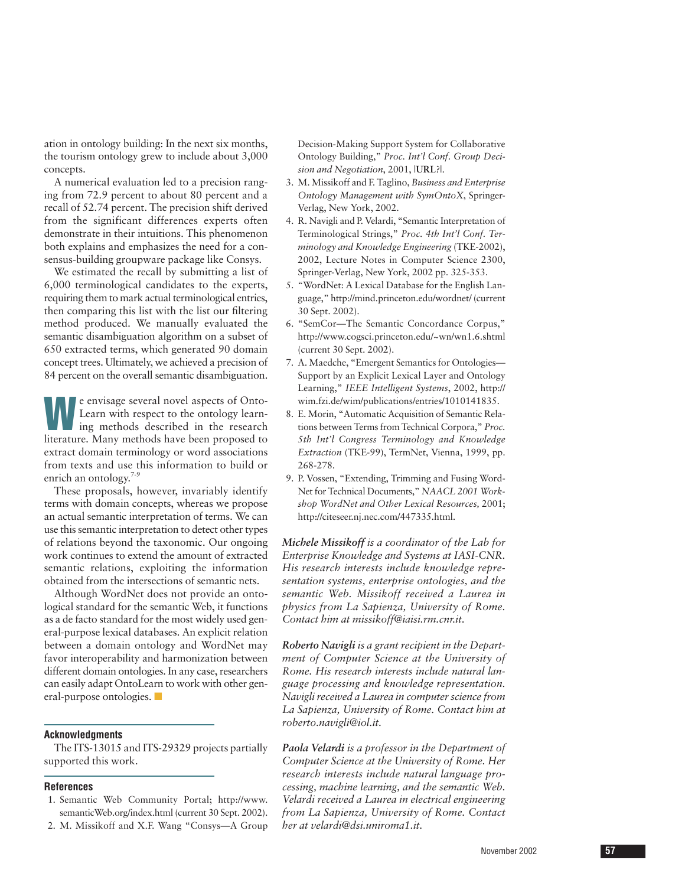ation in ontology building: In the next six months, the tourism ontology grew to include about 3,000 concepts.

A numerical evaluation led to a precision ranging from 72.9 percent to about 80 percent and a recall of 52.74 percent. The precision shift derived from the significant differences experts often demonstrate in their intuitions. This phenomenon both explains and emphasizes the need for a consensus-building groupware package like Consys.

We estimated the recall by submitting a list of 6,000 terminological candidates to the experts, requiring them to mark actual terminological entries, then comparing this list with the list our filtering method produced. We manually evaluated the semantic disambiguation algorithm on a subset of 650 extracted terms, which generated 90 domain concept trees. Ultimately, we achieved a precision of 84 percent on the overall semantic disambiguation.

We envisage several novel aspects of OntoLearn with respect to the ontology learning methods described in the research literature. Many methods have been proposed to extract domain terminology or word associations from texts and use this information to build or enrich an ontology.[7-9]

These proposals, however, invariably identify terms with domain concepts, whereas we propose an actual semantic interpretation of terms. We can use this semantic interpretation to detect other types of relations beyond the taxonomic. Our ongoing work continues to extend the amount of extracted semantic relations, exploiting the information obtained from the intersections of semantic nets.

Although WordNet does not provide an ontological standard for the semantic Web, it functions as a de facto standard for the most widely used general-purpose lexical databases. An explicit relation between a domain ontology and WordNet may favor interoperability and harmonization between different domain ontologies. In any case, researchers can easily adapt OntoLearn to work with other general-purpose ontologies. ■

### Acknowledgments

The ITS-13015 and ITS-29329 projects partially supported this work.

### References

1. Semantic Web Community Portal; http://www.semanticWeb.org/index.html (current 30 Sept. 2002).
2. M. Missikoff and X.F. Wang "Consys—A Group Decision-Making Support System for Collaborative Ontology Building," *Proc. Int'l Conf. Group Decision and Negotiation*, 2001, |**URL**?|.
3. M. Missikoff and F. Taglino, *Business and Enterprise Ontology Management with SymOntoX*, Springer-Verlag, New York, 2002.
4. R. Navigli and P. Velardi, "Semantic Interpretation of Terminological Strings," *Proc. 4th Int'l Conf. Terminology and Knowledge Engineering* (TKE-2002), 2002, Lecture Notes in Computer Science 2300, Springer-Verlag, New York, 2002 pp. 325-353.
5. "WordNet: A Lexical Database for the English Language," http://mind.princeton.edu/wordnet/ (current 30 Sept. 2002).
6. "SemCor—The Semantic Concordance Corpus," http://www.cogsci.princeton.edu/~wn/wn1.6.shtml (current 30 Sept. 2002).
7. A. Maedche, "Emergent Semantics for Ontologies—Support by an Explicit Lexical Layer and Ontology Learning," *IEEE Intelligent Systems*, 2002, http://wim.fzi.de/wim/publications/entries/1010141835.
8. E. Morin, "Automatic Acquisition of Semantic Relations between Terms from Technical Corpora," *Proc. 5th Int'l Congress Terminology and Knowledge Extraction* (TKE-99), TermNet, Vienna, 1999, pp. 268-278.
9. P. Vossen, "Extending, Trimming and Fusing WordNet for Technical Documents," *NAACL 2001 Workshop WordNet and Other Lexical Resources,* 2001; http://citeseer.nj.nec.com/447335.html.

***Michele Missikoff** is a coordinator of the Lab for Enterprise Knowledge and Systems at IASI-CNR. His research interests include knowledge representation systems, enterprise ontologies, and the semantic Web. Missikoff received a Laurea in physics from La Sapienza, University of Rome. Contact him at missikoff@iaisi.rm.cnr.it.*

***Roberto Navigli** is a grant recipient in the Department of Computer Science at the University of Rome. His research interests include natural language processing and knowledge representation. Navigli received a Laurea in computer science from La Sapienza, University of Rome. Contact him at roberto.navigli@iol.it.*

***Paola Velardi** is a professor in the Department of Computer Science at the University of Rome. Her research interests include natural language processing, machine learning, and the semantic Web. Velardi received a Laurea in electrical engineering from La Sapienza, University of Rome. Contact her at velardi@dsi.uniroma1.it.*